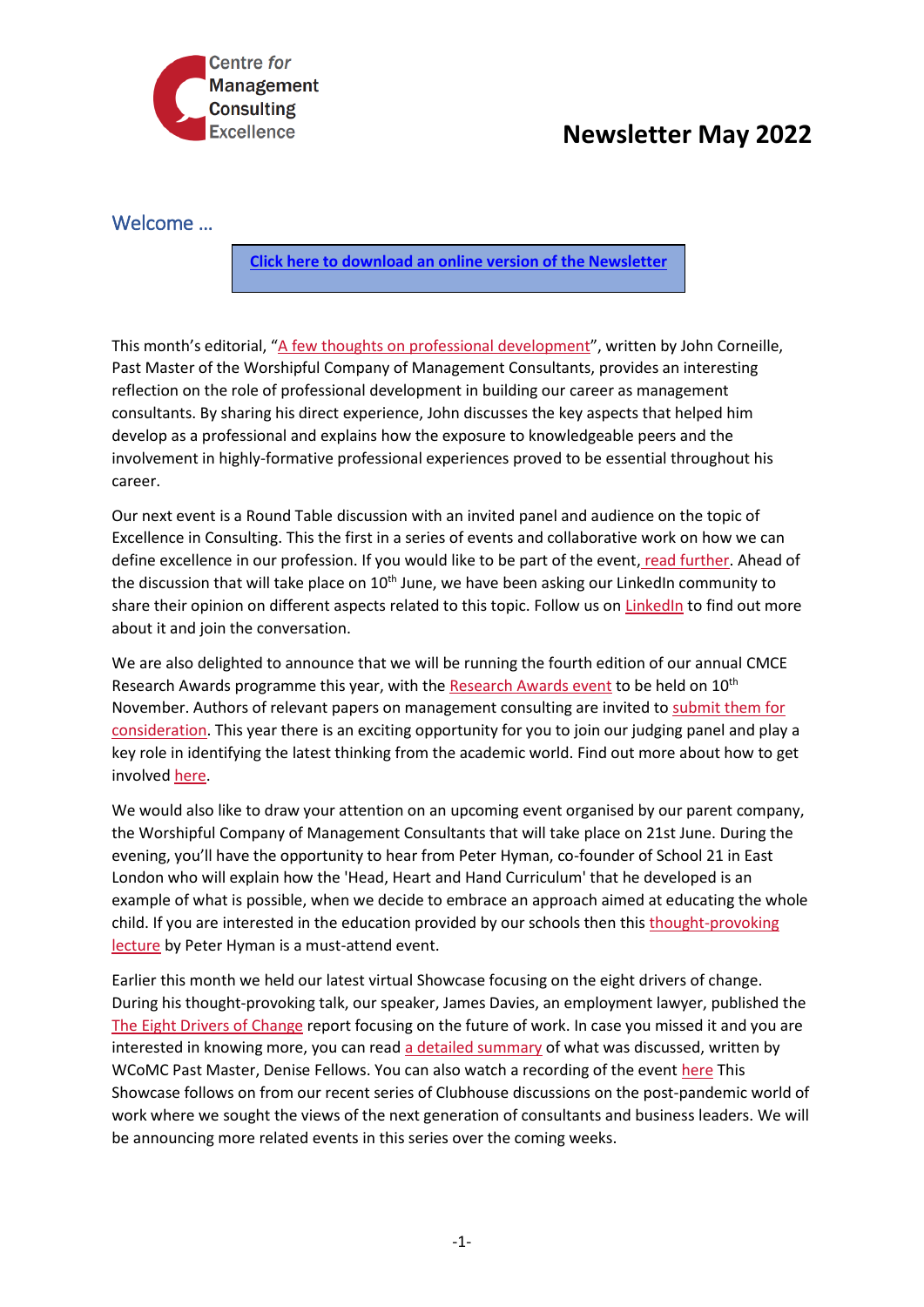Centre for Management Consulting Excellence

# Newsletter May 2022

## Welcome …

**Click here to download an online version of the Newsletter**

This month's editorial, "A few thoughts on professional development", written by John Corneille, Past Master of the Worshipful Company of Management Consultants, provides an interesting reflection on the role of professional development in building our career as management consultants. By sharing his direct experience, John discusses the key aspects that helped him develop as a professional and explains how the exposure to knowledgeable peers and the involvement in highly-formative professional experiences proved to be essential throughout his career.

Our next event is a Round Table discussion with an invited panel and audience on the topic of Excellence in Consulting. This the first in a series of events and collaborative work on how we can define excellence in our profession. If you would like to be part of the event, read further. Ahead of the discussion that will take place on 10th June, we have been asking our LinkedIn community to share their opinion on different aspects related to this topic. Follow us on LinkedIn to find out more about it and join the conversation.

We are also delighted to announce that we will be running the fourth edition of our annual CMCE Research Awards programme this year, with the Research Awards event to be held on 10th November. Authors of relevant papers on management consulting are invited to submit them for consideration. This year there is an exciting opportunity for you to join our judging panel and play a key role in identifying the latest thinking from the academic world. Find out more about how to get involved here.

We would also like to draw your attention on an upcoming event organised by our parent company, the Worshipful Company of Management Consultants that will take place on 21st June. During the evening, you'll have the opportunity to hear from Peter Hyman, co-founder of School 21 in East London who will explain how the 'Head, Heart and Hand Curriculum' that he developed is an example of what is possible, when we decide to embrace an approach aimed at educating the whole child. If you are interested in the education provided by our schools then this thought-provoking lecture by Peter Hyman is a must-attend event.

Earlier this month we held our latest virtual Showcase focusing on the eight drivers of change. During his thought-provoking talk, our speaker, James Davies, an employment lawyer, published the The Eight Drivers of Change report focusing on the future of work. In case you missed it and you are interested in knowing more, you can read a detailed summary of what was discussed, written by WCoMC Past Master, Denise Fellows. You can also watch a recording of the event here This Showcase follows on from our recent series of Clubhouse discussions on the post-pandemic world of work where we sought the views of the next generation of consultants and business leaders. We will be announcing more related events in this series over the coming weeks.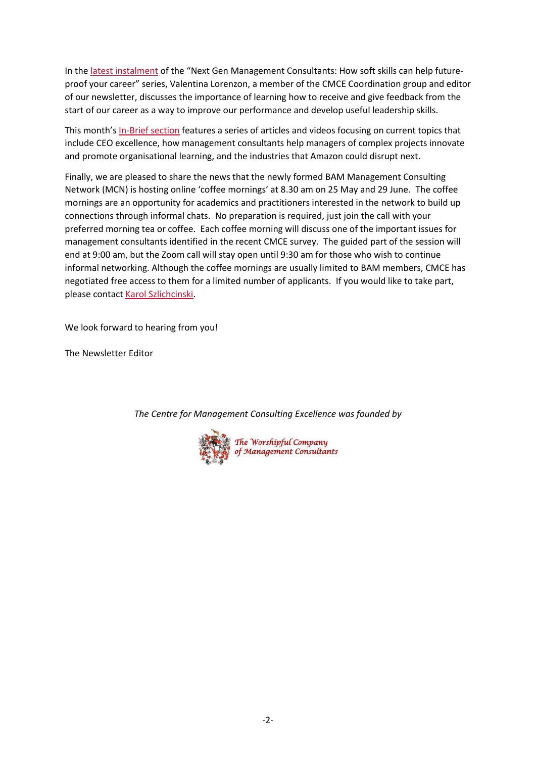In the latest instalment of the "Next Gen Management Consultants: How soft skills can help future-proof your career" series, Valentina Lorenzon, a member of the CMCE Coordination group and editor of our newsletter, discusses the importance of learning how to receive and give feedback from the start of our career as a way to improve our performance and develop useful leadership skills.

This month's In-Brief section features a series of articles and videos focusing on current topics that include CEO excellence, how management consultants help managers of complex projects innovate and promote organisational learning, and the industries that Amazon could disrupt next.

Finally, we are pleased to share the news that the newly formed BAM Management Consulting Network (MCN) is hosting online 'coffee mornings' at 8.30 am on 25 May and 29 June. The coffee mornings are an opportunity for academics and practitioners interested in the network to build up connections through informal chats. No preparation is required, just join the call with your preferred morning tea or coffee. Each coffee morning will discuss one of the important issues for management consultants identified in the recent CMCE survey. The guided part of the session will end at 9:00 am, but the Zoom call will stay open until 9:30 am for those who wish to continue informal networking. Although the coffee mornings are usually limited to BAM members, CMCE has negotiated free access to them for a limited number of applicants. If you would like to take part, please contact Karol Szlichcinski.

We look forward to hearing from you!

The Newsletter Editor

*The Centre for Management Consulting Excellence was founded by*

*The Worshipful Company of Management Consultants*